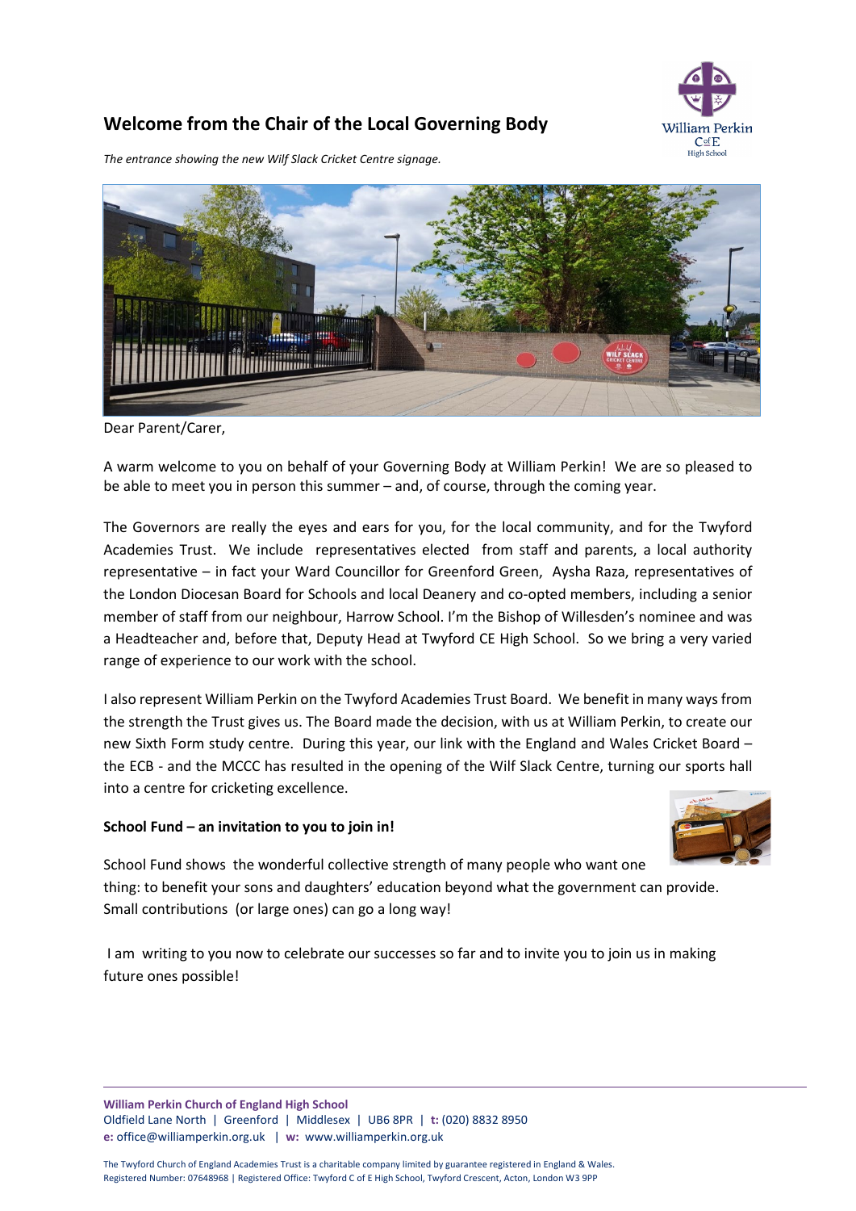## Welcome from the Chair of the Local Governing Body

*The entrance showing the new Wilf Slack Cricket Centre signage.*

Dear Parent/Carer,

A warm welcome to you on behalf of your Governing Body at William Perkin! We are so pleased to be able to meet you in person this summer – and, of course, through the coming year.

The Governors are really the eyes and ears for you, for the local community, and for the Twyford Academies Trust. We include representatives elected from staff and parents, a local authority representative – in fact your Ward Councillor for Greenford Green, Aysha Raza, representatives of the London Diocesan Board for Schools and local Deanery and co-opted members, including a senior member of staff from our neighbour, Harrow School. I'm the Bishop of Willesden's nominee and was a Headteacher and, before that, Deputy Head at Twyford CE High School. So we bring a very varied range of experience to our work with the school.

I also represent William Perkin on the Twyford Academies Trust Board. We benefit in many ways from the strength the Trust gives us. The Board made the decision, with us at William Perkin, to create our new Sixth Form study centre. During this year, our link with the England and Wales Cricket Board – the ECB - and the MCCC has resulted in the opening of the Wilf Slack Centre, turning our sports hall into a centre for cricketing excellence.

**School Fund – an invitation to you to join in!**

School Fund shows the wonderful collective strength of many people who want one thing: to benefit your sons and daughters' education beyond what the government can provide. Small contributions (or large ones) can go a long way!

I am writing to you now to celebrate our successes so far and to invite you to join us in making future ones possible!

**William Perkin Church of England High School**
Oldfield Lane North | Greenford | Middlesex | UB6 8PR | **t:** (020) 8832 8950
**e:** office@williamperkin.org.uk | **w:** www.williamperkin.org.uk

The Twyford Church of England Academies Trust is a charitable company limited by guarantee registered in England & Wales.
Registered Number: 07648968 | Registered Office: Twyford C of E High School, Twyford Crescent, Acton, London W3 9PP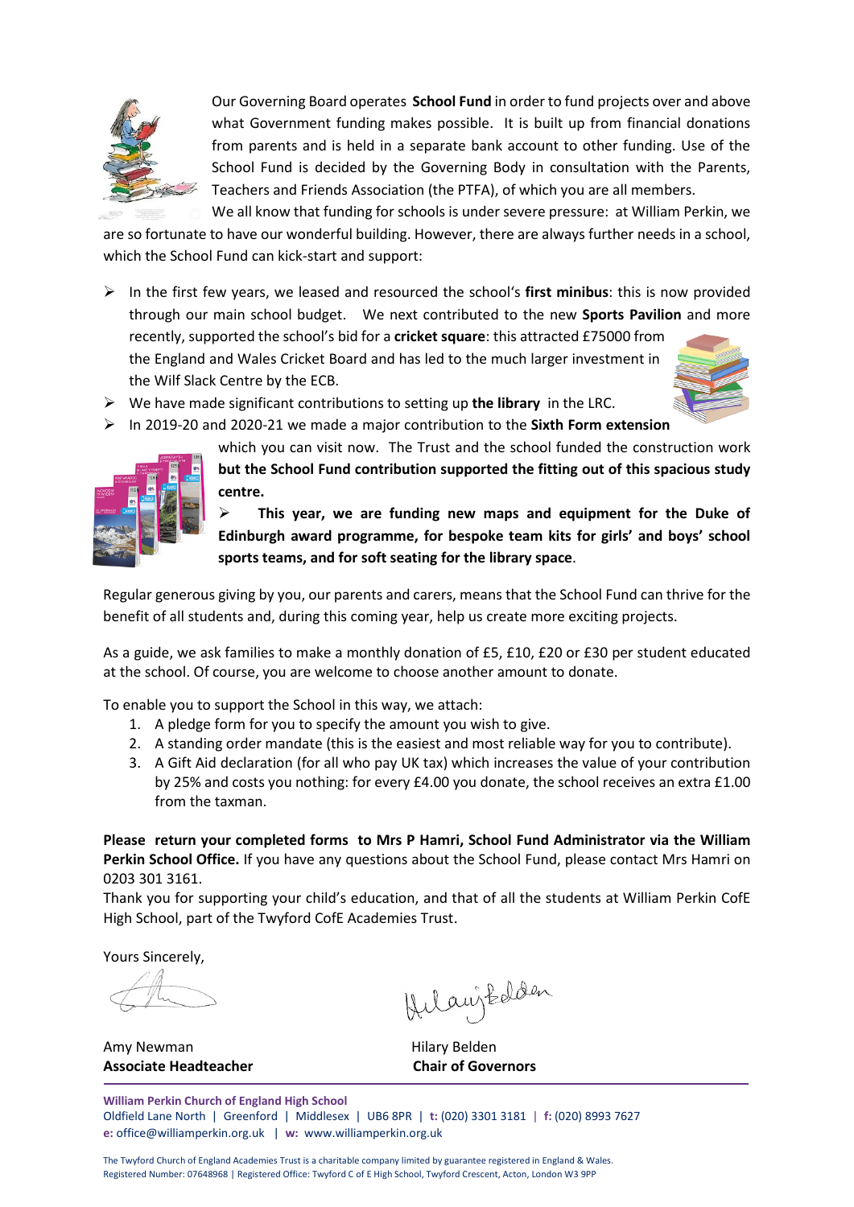Our Governing Board operates **School Fund** in order to fund projects over and above what Government funding makes possible. It is built up from financial donations from parents and is held in a separate bank account to other funding. Use of the School Fund is decided by the Governing Body in consultation with the Parents, Teachers and Friends Association (the PTFA), of which you are all members.

We all know that funding for schools is under severe pressure: at William Perkin, we are so fortunate to have our wonderful building. However, there are always further needs in a school, which the School Fund can kick-start and support:

- In the first few years, we leased and resourced the school's **first minibus**: this is now provided through our main school budget. We next contributed to the new **Sports Pavilion** and more recently, supported the school's bid for a **cricket square**: this attracted £75000 from the England and Wales Cricket Board and has led to the much larger investment in the Wilf Slack Centre by the ECB.
- We have made significant contributions to setting up **the library** in the LRC.
- In 2019-20 and 2020-21 we made a major contribution to the **Sixth Form extension** which you can visit now. The Trust and the school funded the construction work **but the School Fund contribution supported the fitting out of this spacious study centre.**
- **This year, we are funding new maps and equipment for the Duke of Edinburgh award programme, for bespoke team kits for girls' and boys' school sports teams, and for soft seating for the library space**.

Regular generous giving by you, our parents and carers, means that the School Fund can thrive for the benefit of all students and, during this coming year, help us create more exciting projects.

As a guide, we ask families to make a monthly donation of £5, £10, £20 or £30 per student educated at the school. Of course, you are welcome to choose another amount to donate.

To enable you to support the School in this way, we attach:

1. A pledge form for you to specify the amount you wish to give.
2. A standing order mandate (this is the easiest and most reliable way for you to contribute).
3. A Gift Aid declaration (for all who pay UK tax) which increases the value of your contribution by 25% and costs you nothing: for every £4.00 you donate, the school receives an extra £1.00 from the taxman.

**Please return your completed forms to Mrs P Hamri, School Fund Administrator via the William Perkin School Office.** If you have any questions about the School Fund, please contact Mrs Hamri on 0203 301 3161.

Thank you for supporting your child's education, and that of all the students at William Perkin CofE High School, part of the Twyford CofE Academies Trust.

Yours Sincerely,

Amy Newman
**Associate Headteacher**

Hilary Belden
**Chair of Governors**

**William Perkin Church of England High School**
Oldfield Lane North | Greenford | Middlesex | UB6 8PR | t: (020) 3301 3181 | f: (020) 8993 7627
e: office@williamperkin.org.uk | w: www.williamperkin.org.uk

The Twyford Church of England Academies Trust is a charitable company limited by guarantee registered in England & Wales. Registered Number: 07648968 | Registered Office: Twyford C of E High School, Twyford Crescent, Acton, London W3 9PP